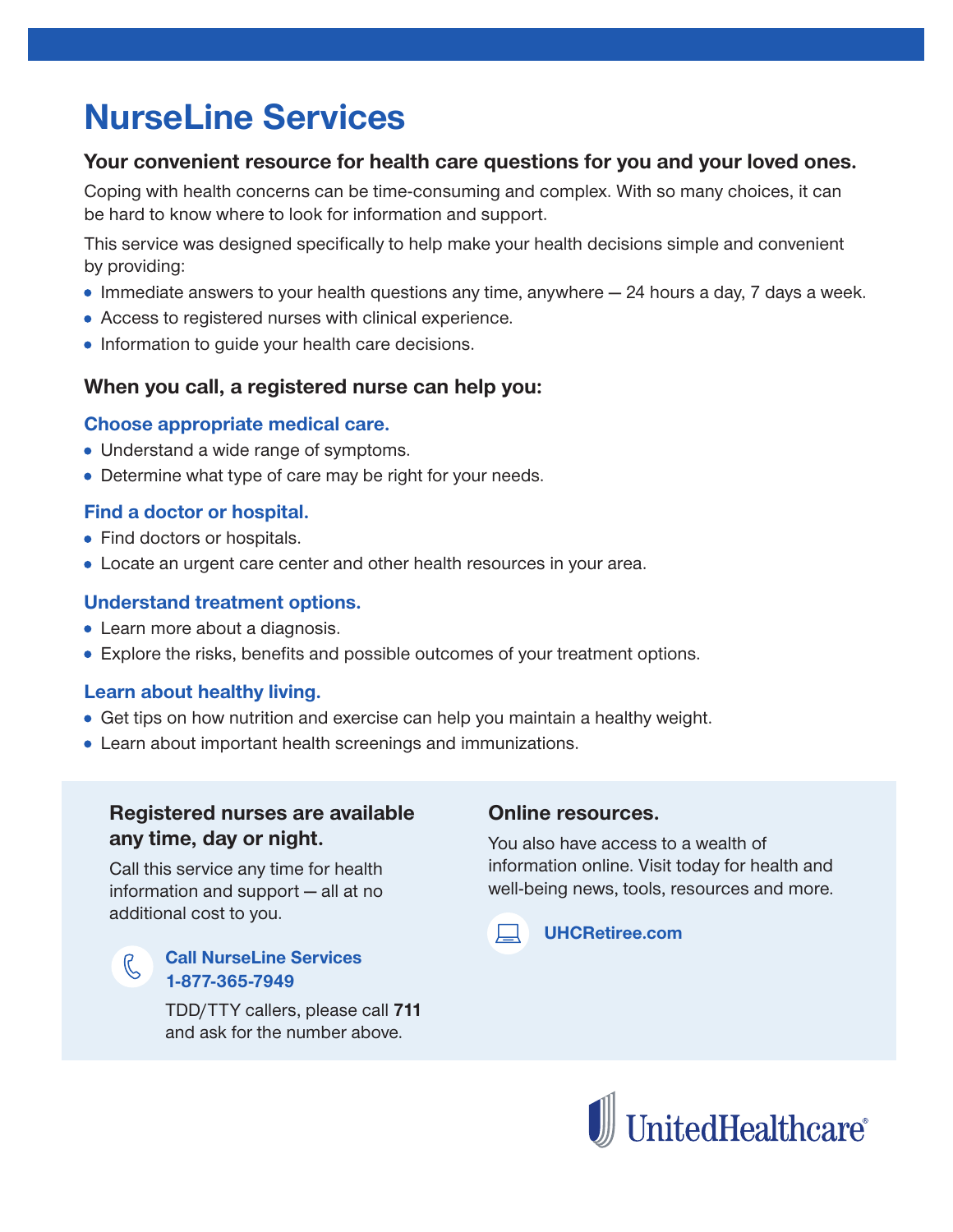# NurseLine Services

**Your convenient resource for health care questions for you and your loved ones.**

Coping with health concerns can be time-consuming and complex. With so many choices, it can be hard to know where to look for information and support.

This service was designed specifically to help make your health decisions simple and convenient by providing:

- Immediate answers to your health questions any time, anywhere — 24 hours a day, 7 days a week.
- Access to registered nurses with clinical experience.
- Information to guide your health care decisions.

## When you call, a registered nurse can help you:

### Choose appropriate medical care.

- Understand a wide range of symptoms.
- Determine what type of care may be right for your needs.

### Find a doctor or hospital.

- Find doctors or hospitals.
- Locate an urgent care center and other health resources in your area.

### Understand treatment options.

- Learn more about a diagnosis.
- Explore the risks, benefits and possible outcomes of your treatment options.

### Learn about healthy living.

- Get tips on how nutrition and exercise can help you maintain a healthy weight.
- Learn about important health screenings and immunizations.

### Registered nurses are available any time, day or night.

Call this service any time for health information and support — all at no additional cost to you.

**Call NurseLine Services**
**1-877-365-7949**

TDD/TTY callers, please call **711** and ask for the number above.

### Online resources.

You also have access to a wealth of information online. Visit today for health and well-being news, tools, resources and more.

**UHCRetiree.com**

UnitedHealthcare®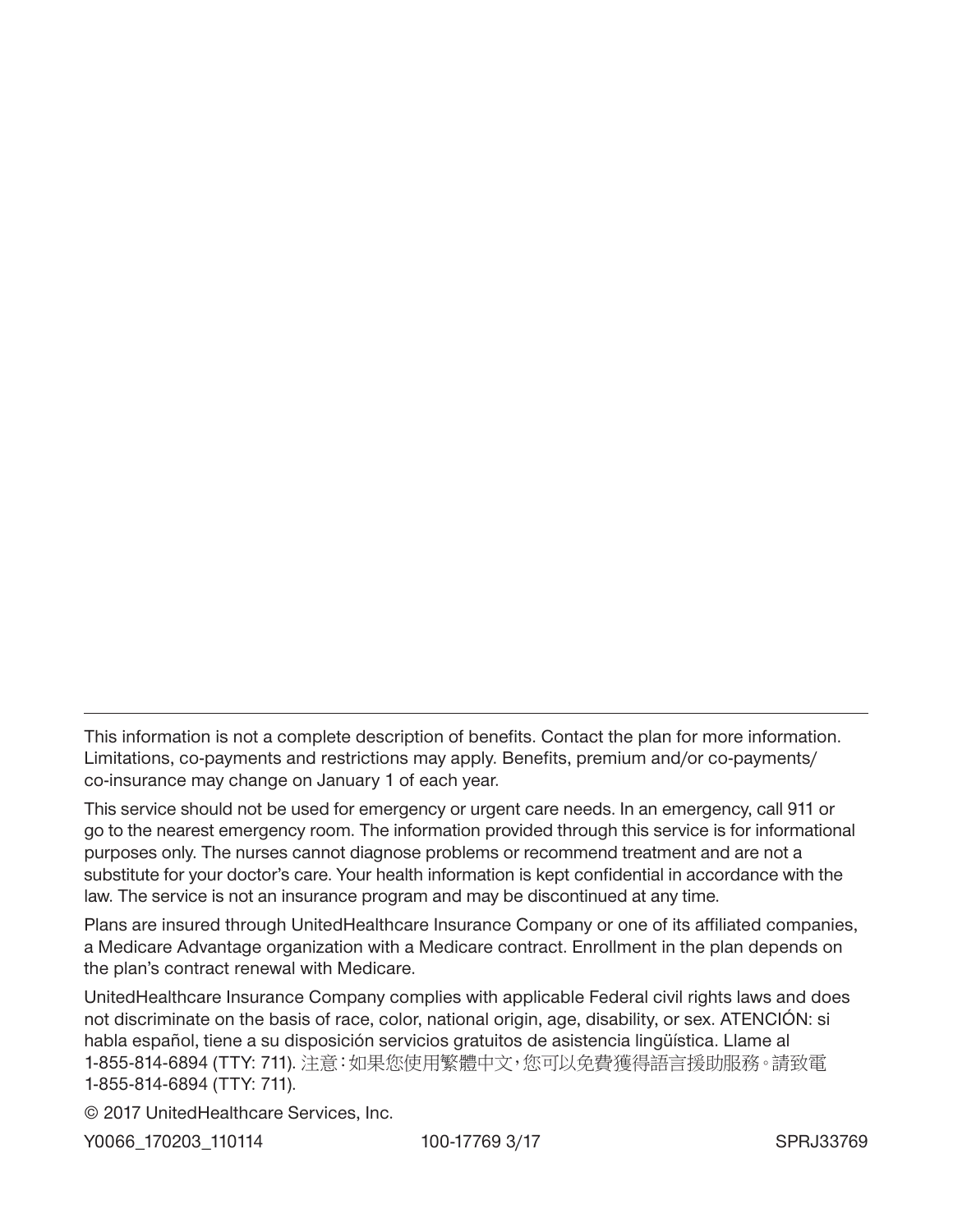---

This information is not a complete description of benefits. Contact the plan for more information. Limitations, co-payments and restrictions may apply. Benefits, premium and/or co-payments/co-insurance may change on January 1 of each year.

This service should not be used for emergency or urgent care needs. In an emergency, call 911 or go to the nearest emergency room. The information provided through this service is for informational purposes only. The nurses cannot diagnose problems or recommend treatment and are not a substitute for your doctor's care. Your health information is kept confidential in accordance with the law. The service is not an insurance program and may be discontinued at any time.

Plans are insured through UnitedHealthcare Insurance Company or one of its affiliated companies, a Medicare Advantage organization with a Medicare contract. Enrollment in the plan depends on the plan's contract renewal with Medicare.

UnitedHealthcare Insurance Company complies with applicable Federal civil rights laws and does not discriminate on the basis of race, color, national origin, age, disability, or sex. ATENCIÓN: si habla español, tiene a su disposición servicios gratuitos de asistencia lingüística. Llame al 1-855-814-6894 (TTY: 711). 注意：如果您使用繁體中文，您可以免費獲得語言援助服務。請致電 1-855-814-6894 (TTY: 711).

© 2017 UnitedHealthcare Services, Inc.

Y0066_170203_110114 100-17769 3/17 SPRJ33769